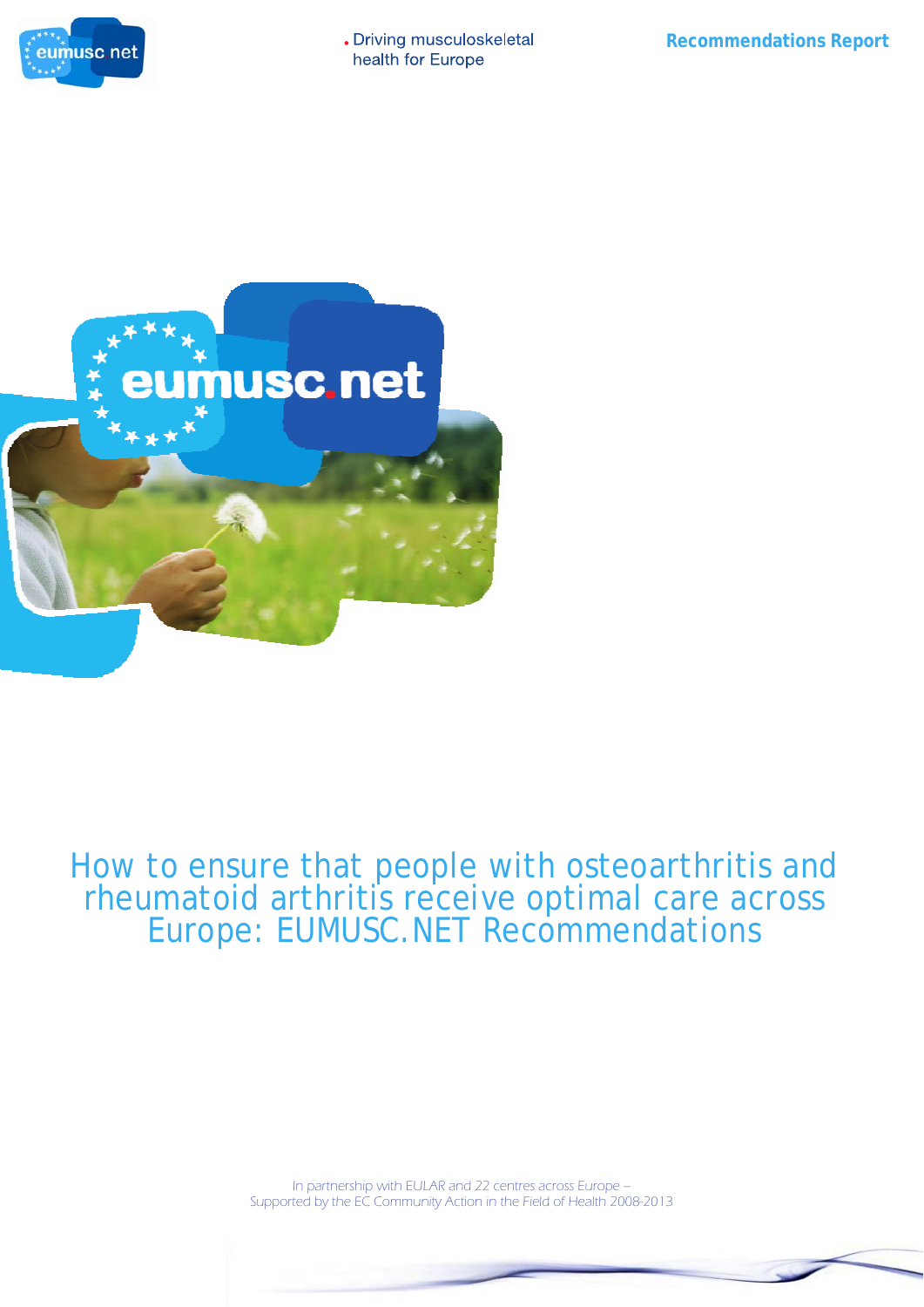eumusc.net

Driving musculoskeletal health for Europe

Recommendations Report

# How to ensure that people with osteoarthritis and rheumatoid arthritis receive optimal care across Europe: EUMUSC.NET Recommendations

*In partnership with EULAR and 22 centres across Europe – Supported by the EC Community Action in the Field of Health 2008-2013*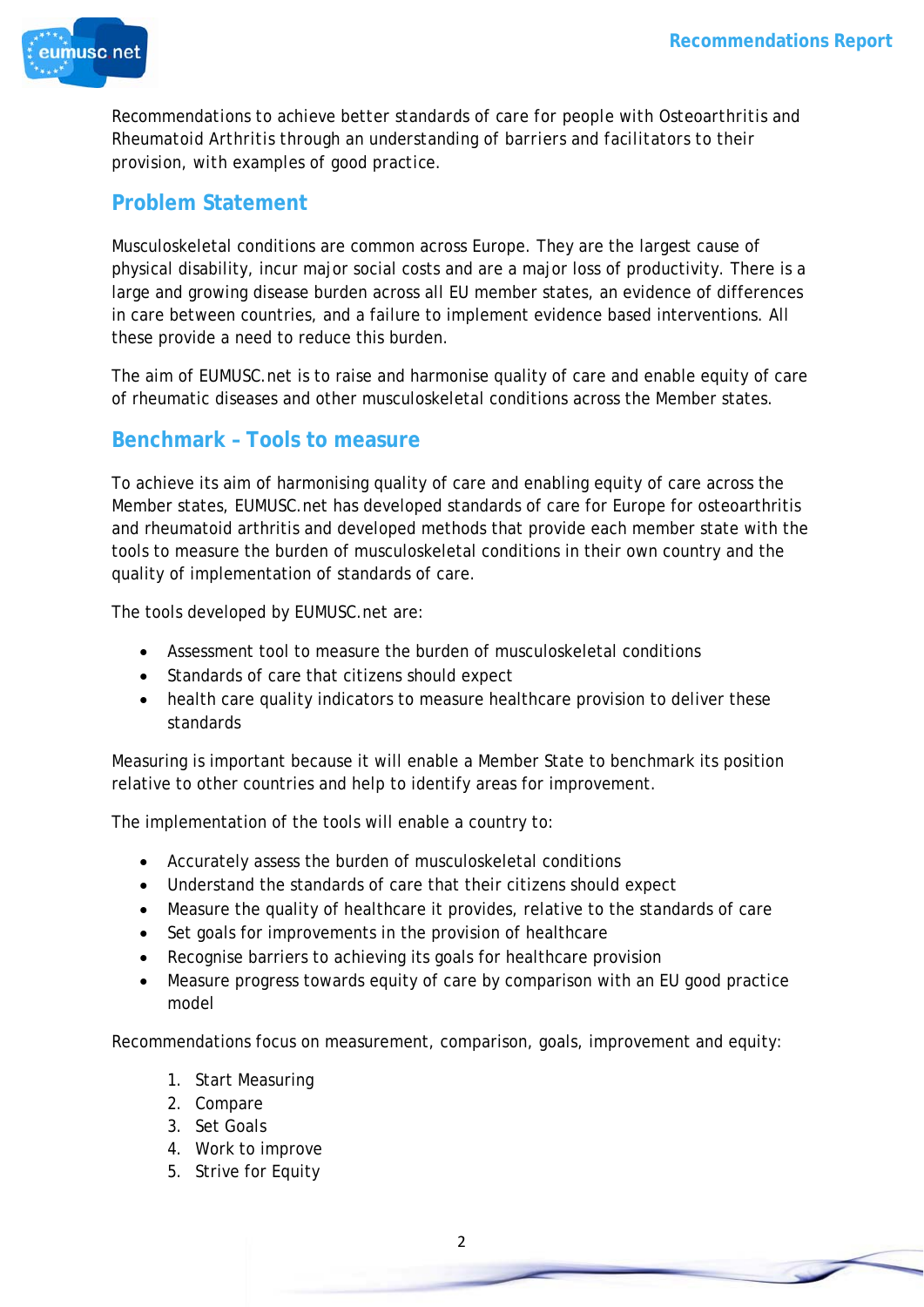Recommendations to achieve better standards of care for people with Osteoarthritis and Rheumatoid Arthritis through an understanding of barriers and facilitators to their provision, with examples of good practice.

## Problem Statement

Musculoskeletal conditions are common across Europe. They are the largest cause of physical disability, incur major social costs and are a major loss of productivity. There is a large and growing disease burden across all EU member states, an evidence of differences in care between countries, and a failure to implement evidence based interventions. All these provide a need to reduce this burden.

The aim of EUMUSC.net is to raise and harmonise quality of care and enable equity of care of rheumatic diseases and other musculoskeletal conditions across the Member states.

## Benchmark – Tools to measure

To achieve its aim of harmonising quality of care and enabling equity of care across the Member states, EUMUSC.net has developed standards of care for Europe for osteoarthritis and rheumatoid arthritis and developed methods that provide each member state with the tools to measure the burden of musculoskeletal conditions in their own country and the quality of implementation of standards of care.

The tools developed by EUMUSC.net are:

- Assessment tool to measure the burden of musculoskeletal conditions
- Standards of care that citizens should expect
- health care quality indicators to measure healthcare provision to deliver these standards

Measuring is important because it will enable a Member State to benchmark its position relative to other countries and help to identify areas for improvement.

The implementation of the tools will enable a country to:

- Accurately assess the burden of musculoskeletal conditions
- Understand the standards of care that their citizens should expect
- Measure the quality of healthcare it provides, relative to the standards of care
- Set goals for improvements in the provision of healthcare
- Recognise barriers to achieving its goals for healthcare provision
- Measure progress towards equity of care by comparison with an EU good practice model

Recommendations focus on measurement, comparison, goals, improvement and equity:

1. Start Measuring
2. Compare
3. Set Goals
4. Work to improve
5. Strive for Equity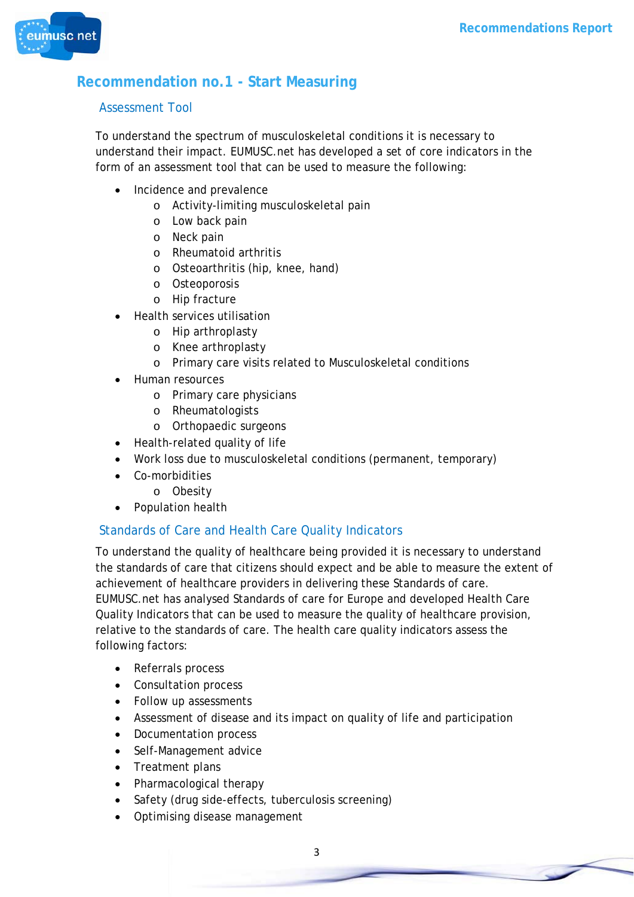## Recommendation no.1 - Start Measuring

### Assessment Tool

To understand the spectrum of musculoskeletal conditions it is necessary to understand their impact. EUMUSC.net has developed a set of core indicators in the form of an assessment tool that can be used to measure the following:

- Incidence and prevalence
  - Activity-limiting musculoskeletal pain
  - Low back pain
  - Neck pain
  - Rheumatoid arthritis
  - Osteoarthritis (hip, knee, hand)
  - Osteoporosis
  - Hip fracture
- Health services utilisation
  - Hip arthroplasty
  - Knee arthroplasty
  - Primary care visits related to Musculoskeletal conditions
- Human resources
  - Primary care physicians
  - Rheumatologists
  - Orthopaedic surgeons
- Health-related quality of life
- Work loss due to musculoskeletal conditions (permanent, temporary)
- Co-morbidities
  - Obesity
- Population health

### Standards of Care and Health Care Quality Indicators

To understand the quality of healthcare being provided it is necessary to understand the standards of care that citizens should expect and be able to measure the extent of achievement of healthcare providers in delivering these Standards of care. EUMUSC.net has analysed Standards of care for Europe and developed Health Care Quality Indicators that can be used to measure the quality of healthcare provision, relative to the standards of care. The health care quality indicators assess the following factors:

- Referrals process
- Consultation process
- Follow up assessments
- Assessment of disease and its impact on quality of life and participation
- Documentation process
- Self-Management advice
- Treatment plans
- Pharmacological therapy
- Safety (drug side-effects, tuberculosis screening)
- Optimising disease management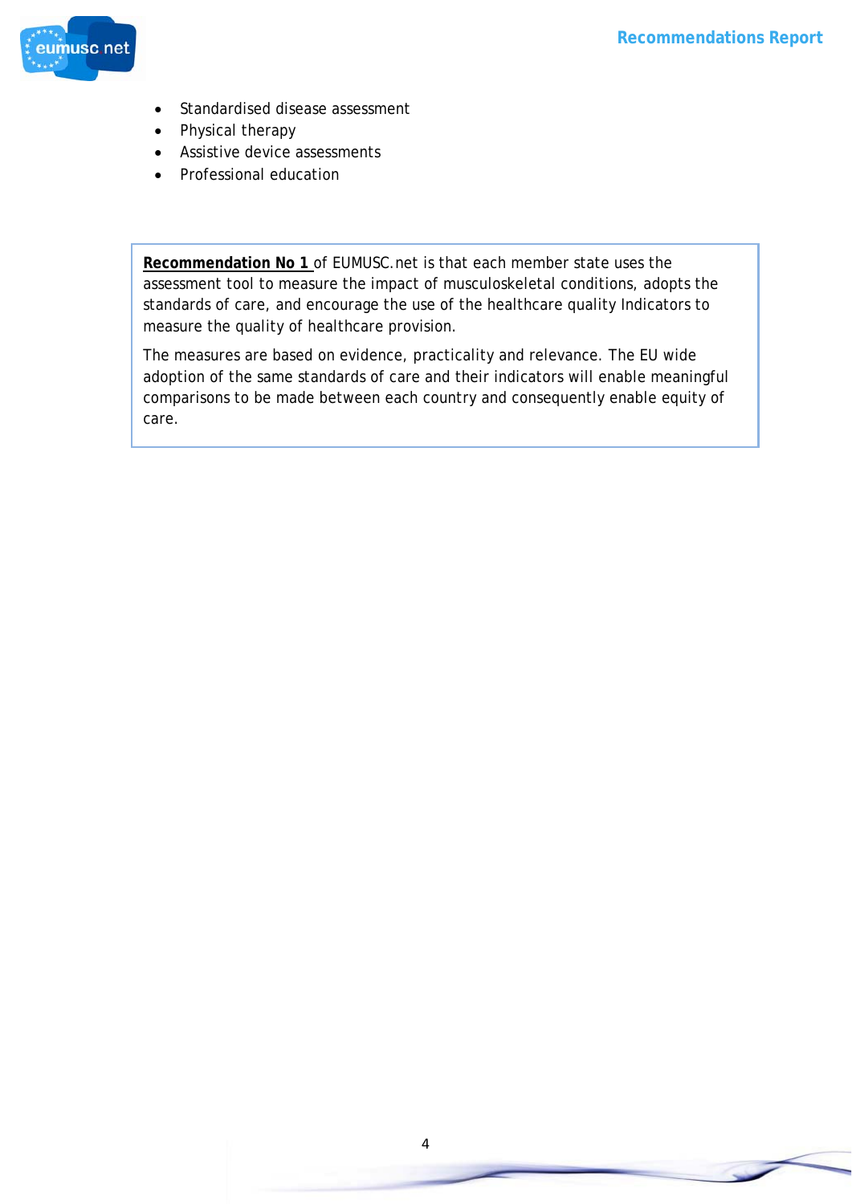- Standardised disease assessment
- Physical therapy
- Assistive device assessments
- Professional education

**Recommendation No 1** of EUMUSC.net is that each member state uses the assessment tool to measure the impact of musculoskeletal conditions, adopts the standards of care, and encourage the use of the healthcare quality Indicators to measure the quality of healthcare provision.

The measures are based on evidence, practicality and relevance. The EU wide adoption of the same standards of care and their indicators will enable meaningful comparisons to be made between each country and consequently enable equity of care.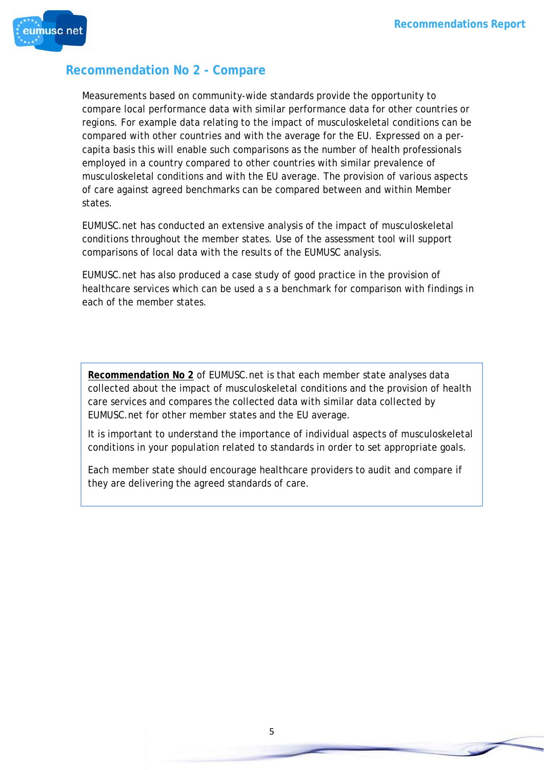## Recommendation No 2 - Compare

Measurements based on community-wide standards provide the opportunity to compare local performance data with similar performance data for other countries or regions. For example data relating to the impact of musculoskeletal conditions can be compared with other countries and with the average for the EU. Expressed on a per-capita basis this will enable such comparisons as the number of health professionals employed in a country compared to other countries with similar prevalence of musculoskeletal conditions and with the EU average. The provision of various aspects of care against agreed benchmarks can be compared between and within Member states.

EUMUSC.net has conducted an extensive analysis of the impact of musculoskeletal conditions throughout the member states. Use of the assessment tool will support comparisons of local data with the results of the EUMUSC analysis.

EUMUSC.net has also produced a case study of good practice in the provision of healthcare services which can be used a s a benchmark for comparison with findings in each of the member states.

> **Recommendation No 2** of EUMUSC.net is that each member state analyses data collected about the impact of musculoskeletal conditions and the provision of health care services and compares the collected data with similar data collected by EUMUSC.net for other member states and the EU average.
>
> It is important to understand the importance of individual aspects of musculoskeletal conditions in your population related to standards in order to set appropriate goals.
>
> Each member state should encourage healthcare providers to audit and compare if they are delivering the agreed standards of care.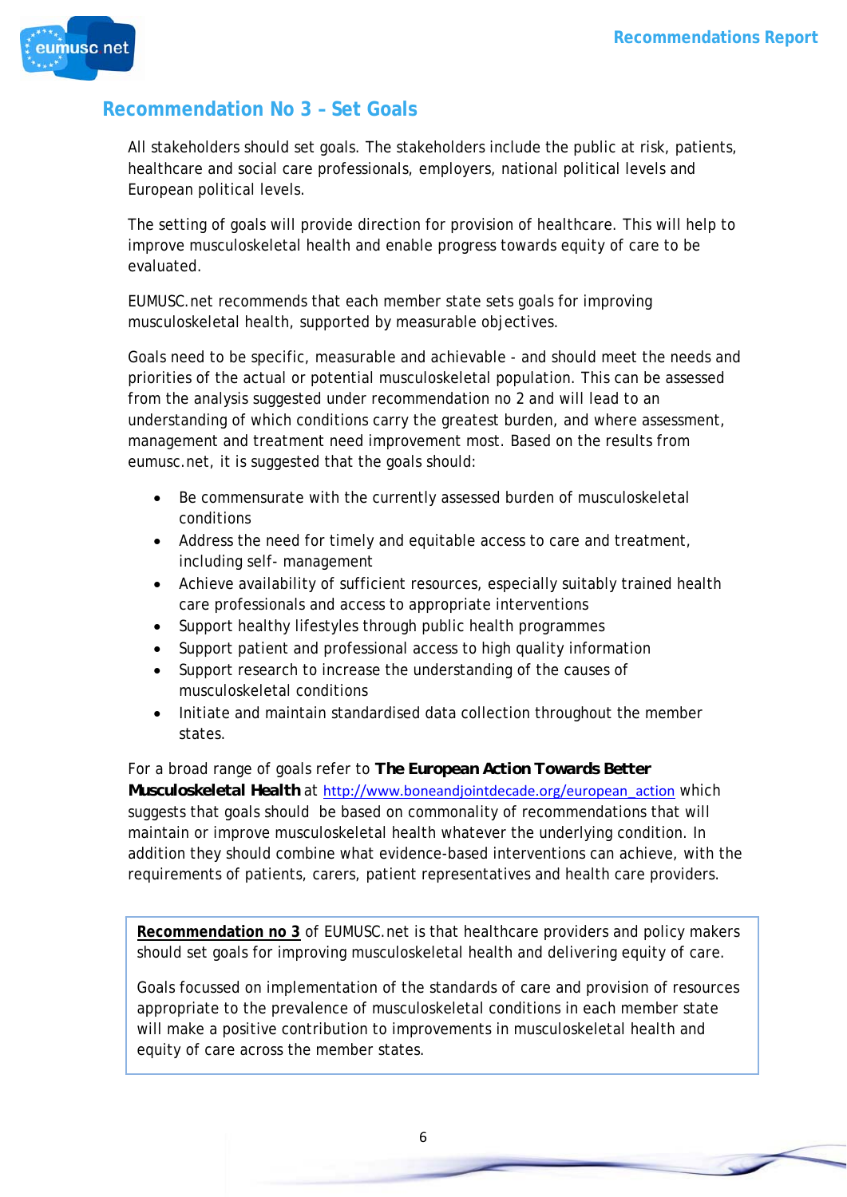## Recommendation No 3 – Set Goals

All stakeholders should set goals. The stakeholders include the public at risk, patients, healthcare and social care professionals, employers, national political levels and European political levels.

The setting of goals will provide direction for provision of healthcare. This will help to improve musculoskeletal health and enable progress towards equity of care to be evaluated.

EUMUSC.net recommends that each member state sets goals for improving musculoskeletal health, supported by measurable objectives.

Goals need to be specific, measurable and achievable - and should meet the needs and priorities of the actual or potential musculoskeletal population. This can be assessed from the analysis suggested under recommendation no 2 and will lead to an understanding of which conditions carry the greatest burden, and where assessment, management and treatment need improvement most. Based on the results from eumusc.net, it is suggested that the goals should:

- Be commensurate with the currently assessed burden of musculoskeletal conditions
- Address the need for timely and equitable access to care and treatment, including self- management
- Achieve availability of sufficient resources, especially suitably trained health care professionals and access to appropriate interventions
- Support healthy lifestyles through public health programmes
- Support patient and professional access to high quality information
- Support research to increase the understanding of the causes of musculoskeletal conditions
- Initiate and maintain standardised data collection throughout the member states.

For a broad range of goals refer to **The European Action Towards Better Musculoskeletal Health** at http://www.boneandjointdecade.org/european_action which suggests that goals should be based on commonality of recommendations that will maintain or improve musculoskeletal health whatever the underlying condition. In addition they should combine what evidence-based interventions can achieve, with the requirements of patients, carers, patient representatives and health care providers.

**Recommendation no 3** of EUMUSC.net is that healthcare providers and policy makers should set goals for improving musculoskeletal health and delivering equity of care.

Goals focussed on implementation of the standards of care and provision of resources appropriate to the prevalence of musculoskeletal conditions in each member state will make a positive contribution to improvements in musculoskeletal health and equity of care across the member states.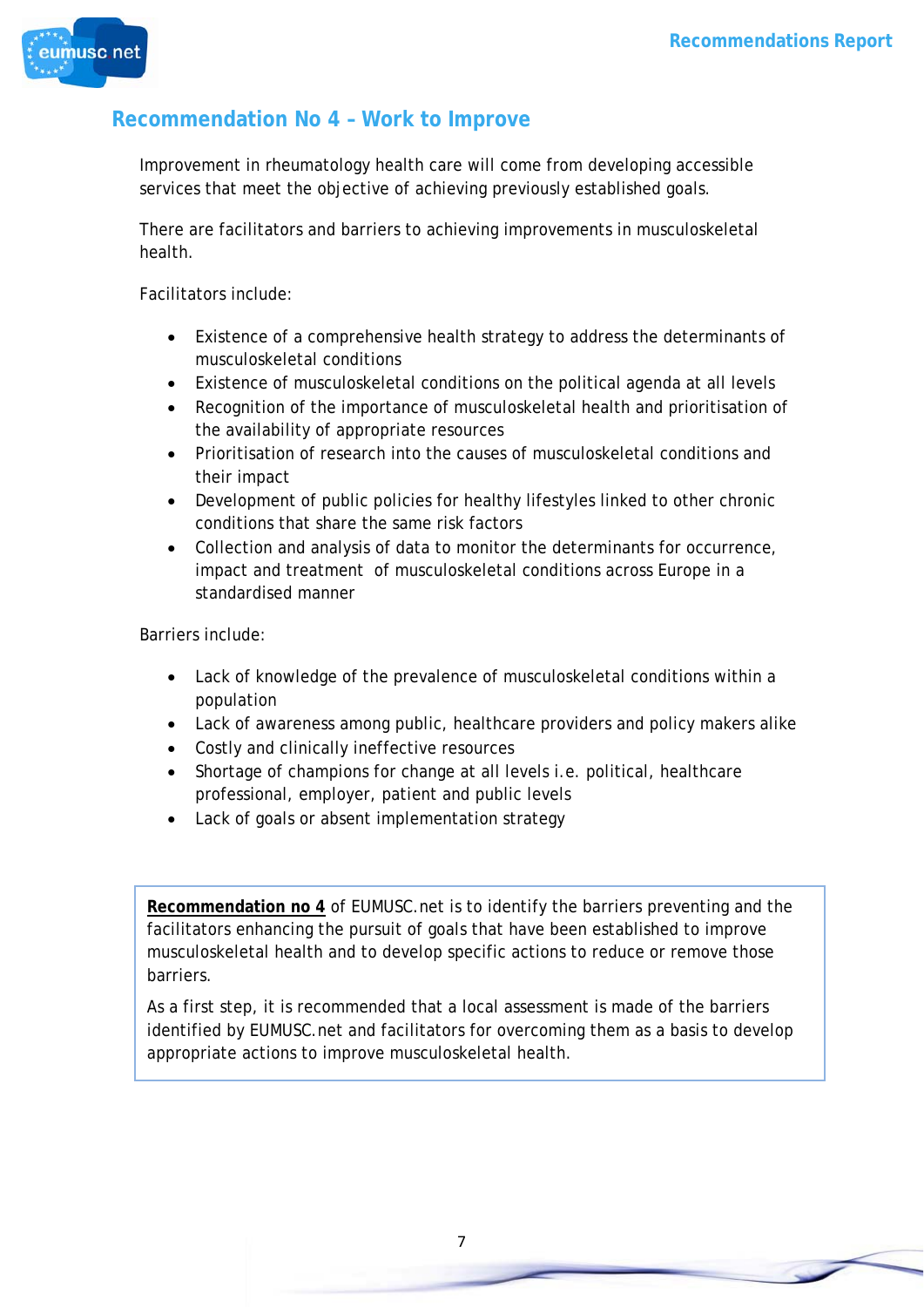## Recommendation No 4 – Work to Improve

Improvement in rheumatology health care will come from developing accessible services that meet the objective of achieving previously established goals.

There are facilitators and barriers to achieving improvements in musculoskeletal health.

Facilitators include:

- Existence of a comprehensive health strategy to address the determinants of musculoskeletal conditions
- Existence of musculoskeletal conditions on the political agenda at all levels
- Recognition of the importance of musculoskeletal health and prioritisation of the availability of appropriate resources
- Prioritisation of research into the causes of musculoskeletal conditions and their impact
- Development of public policies for healthy lifestyles linked to other chronic conditions that share the same risk factors
- Collection and analysis of data to monitor the determinants for occurrence, impact and treatment of musculoskeletal conditions across Europe in a standardised manner

Barriers include:

- Lack of knowledge of the prevalence of musculoskeletal conditions within a population
- Lack of awareness among public, healthcare providers and policy makers alike
- Costly and clinically ineffective resources
- Shortage of champions for change at all levels i.e. political, healthcare professional, employer, patient and public levels
- Lack of goals or absent implementation strategy

**Recommendation no 4** of EUMUSC.net is to identify the barriers preventing and the facilitators enhancing the pursuit of goals that have been established to improve musculoskeletal health and to develop specific actions to reduce or remove those barriers.

As a first step, it is recommended that a local assessment is made of the barriers identified by EUMUSC.net and facilitators for overcoming them as a basis to develop appropriate actions to improve musculoskeletal health.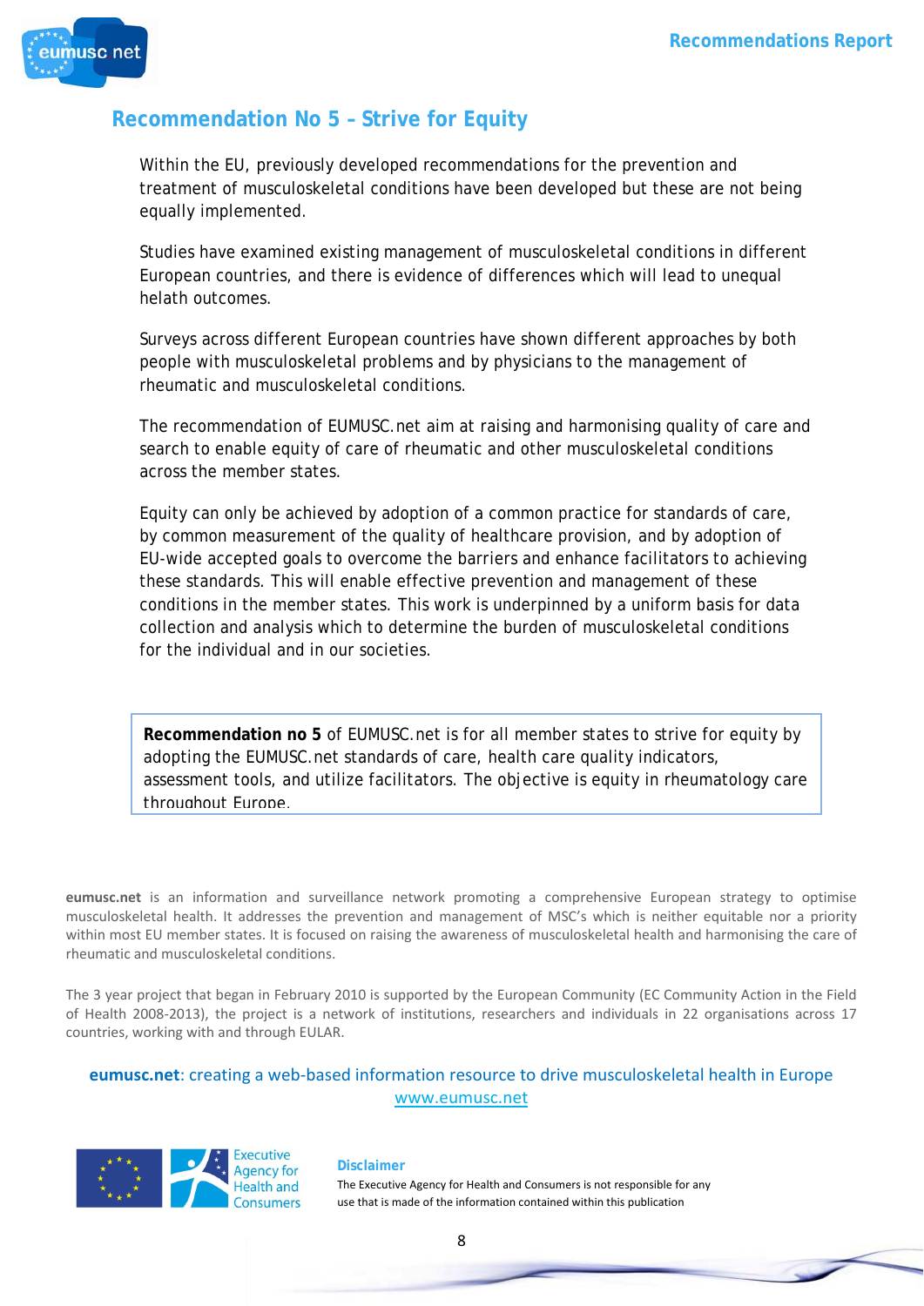## Recommendation No 5 – Strive for Equity

Within the EU, previously developed recommendations for the prevention and treatment of musculoskeletal conditions have been developed but these are not being equally implemented.

Studies have examined existing management of musculoskeletal conditions in different European countries, and there is evidence of differences which will lead to unequal helath outcomes.

Surveys across different European countries have shown different approaches by both people with musculoskeletal problems and by physicians to the management of rheumatic and musculoskeletal conditions.

The recommendation of EUMUSC.net aim at raising and harmonising quality of care and search to enable equity of care of rheumatic and other musculoskeletal conditions across the member states.

Equity can only be achieved by adoption of a common practice for standards of care, by common measurement of the quality of healthcare provision, and by adoption of EU-wide accepted goals to overcome the barriers and enhance facilitators to achieving these standards. This will enable effective prevention and management of these conditions in the member states. This work is underpinned by a uniform basis for data collection and analysis which to determine the burden of musculoskeletal conditions for the individual and in our societies.

**Recommendation no 5** of EUMUSC.net is for all member states to strive for equity by adopting the EUMUSC.net standards of care, health care quality indicators, assessment tools, and utilize facilitators. The objective is equity in rheumatology care throughout Europe.

**eumusc.net** is an information and surveillance network promoting a comprehensive European strategy to optimise musculoskeletal health. It addresses the prevention and management of MSC's which is neither equitable nor a priority within most EU member states. It is focused on raising the awareness of musculoskeletal health and harmonising the care of rheumatic and musculoskeletal conditions.

The 3 year project that began in February 2010 is supported by the European Community (EC Community Action in the Field of Health 2008-2013), the project is a network of institutions, researchers and individuals in 22 organisations across 17 countries, working with and through EULAR.

**eumusc.net**: creating a web-based information resource to drive musculoskeletal health in Europe
www.eumusc.net

Executive Agency for Health and Consumers

**Disclaimer**

The Executive Agency for Health and Consumers is not responsible for any use that is made of the information contained within this publication